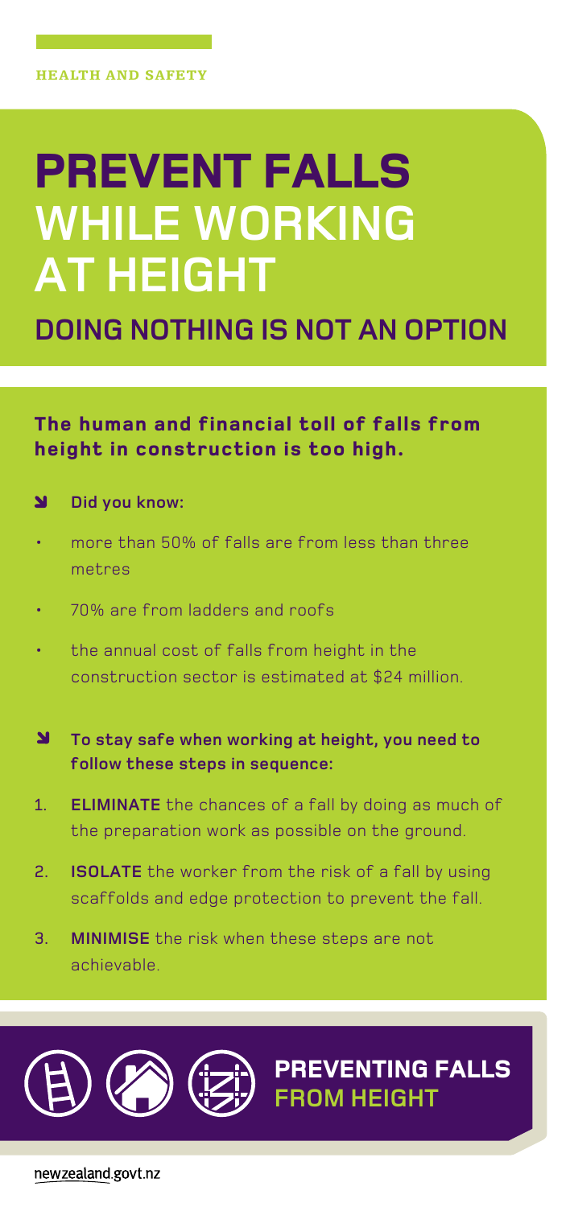HEALTH AND SAFETY

# PREVENT FALLS WHILE WORKING AT HEIGHT

## DOING NOTHING IS NOT AN OPTION

### The human and financial toll of falls from height in construction is too high.

**Did you know:**

- more than 50% of falls are from less than three metres
- 70% are from ladders and roofs
- the annual cost of falls from height in the construction sector is estimated at $24 million.

**To stay safe when working at height, you need to follow these steps in sequence:**

1. **ELIMINATE** the chances of a fall by doing as much of the preparation work as possible on the ground.
2. **ISOLATE** the worker from the risk of a fall by using scaffolds and edge protection to prevent the fall.
3. **MINIMISE** the risk when these steps are not achievable.

**PREVENTING FALLS FROM HEIGHT**

newzealand.govt.nz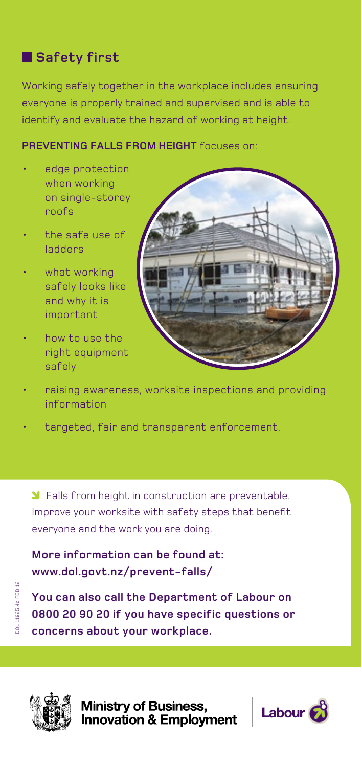## Safety first

Working safely together in the workplace includes ensuring everyone is properly trained and supervised and is able to identify and evaluate the hazard of working at height.

**PREVENTING FALLS FROM HEIGHT** focuses on:

- edge protection when working on single-storey roofs
- the safe use of ladders
- what working safely looks like and why it is important
- how to use the right equipment safely
- raising awareness, worksite inspections and providing information
- targeted, fair and transparent enforcement.

Falls from height in construction are preventable. Improve your worksite with safety steps that benefit everyone and the work you are doing.

**More information can be found at: www.dol.govt.nz/prevent-falls/**

**You can also call the Department of Labour on 0800 20 90 20 if you have specific questions or concerns about your workplace.**

DOL 11925 4c FEB 12

Ministry of Business, Innovation & Employment

Labour